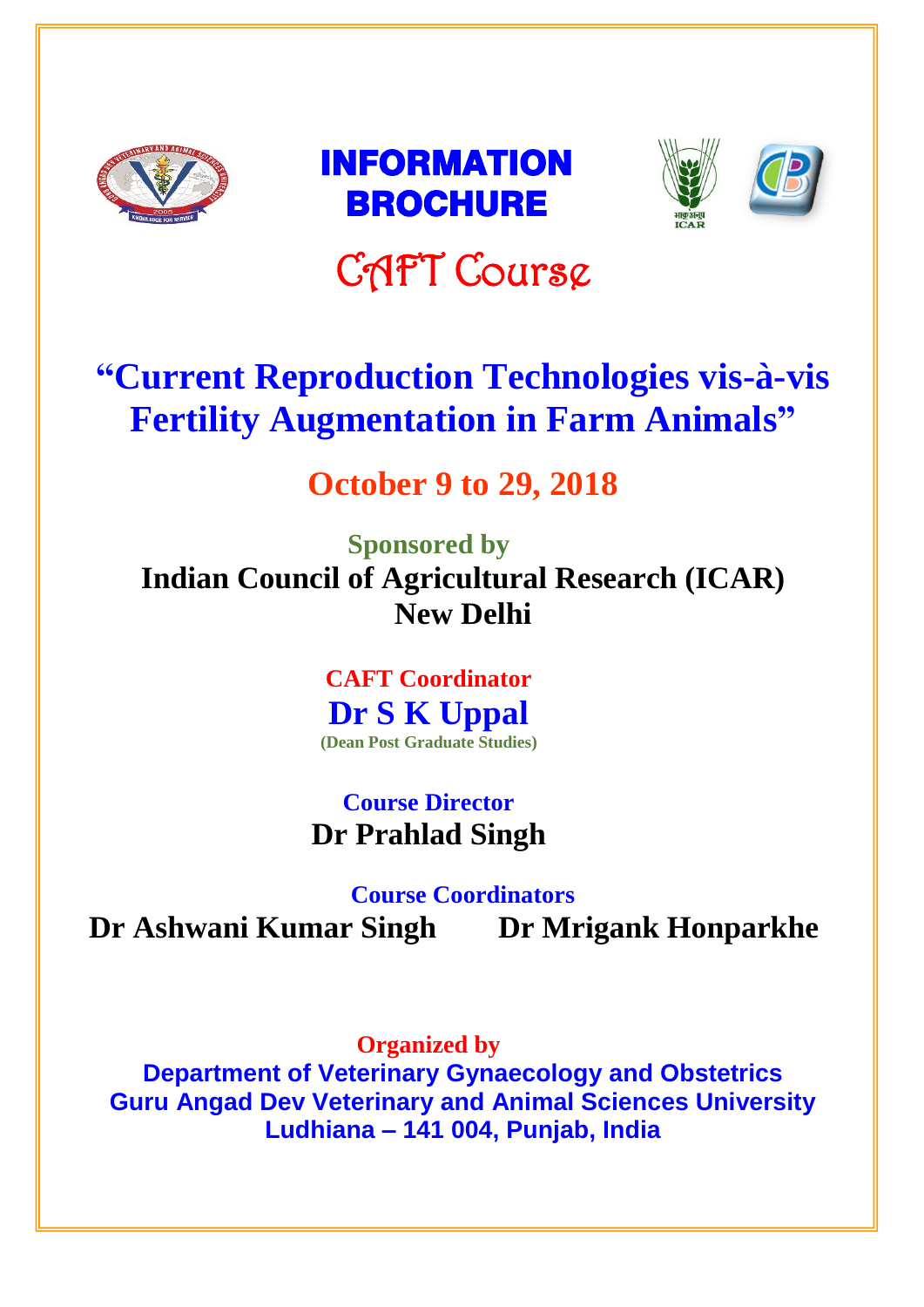# INFORMATION BROCHURE

## CAFT Course

# "Current Reproduction Technologies vis-à-vis Fertility Augmentation in Farm Animals"

## October 9 to 29, 2018

**Sponsored by**

**Indian Council of Agricultural Research (ICAR)**
**New Delhi**

**CAFT Coordinator**

**Dr S K Uppal**
**(Dean Post Graduate Studies)**

**Course Director**

**Dr Prahlad Singh**

**Course Coordinators**

**Dr Ashwani Kumar Singh** &nbsp;&nbsp;&nbsp;&nbsp; **Dr Mrigank Honparkhe**

**Organized by**

**Department of Veterinary Gynaecology and Obstetrics**
**Guru Angad Dev Veterinary and Animal Sciences University**
**Ludhiana – 141 004, Punjab, India**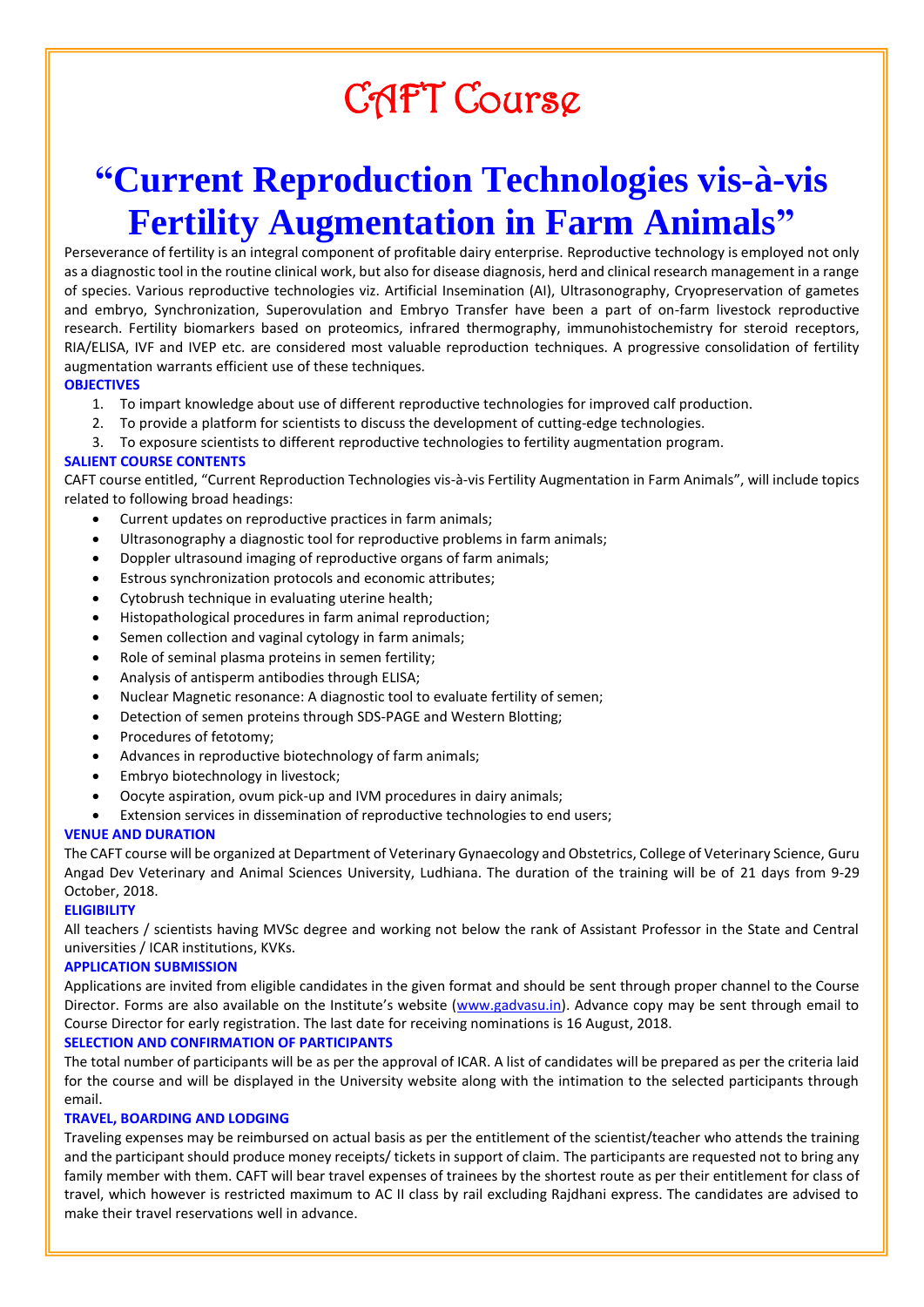# CAFT Course

# "Current Reproduction Technologies vis-à-vis Fertility Augmentation in Farm Animals"

Perseverance of fertility is an integral component of profitable dairy enterprise. Reproductive technology is employed not only as a diagnostic tool in the routine clinical work, but also for disease diagnosis, herd and clinical research management in a range of species. Various reproductive technologies viz. Artificial Insemination (AI), Ultrasonography, Cryopreservation of gametes and embryo, Synchronization, Superovulation and Embryo Transfer have been a part of on-farm livestock reproductive research. Fertility biomarkers based on proteomics, infrared thermography, immunohistochemistry for steroid receptors, RIA/ELISA, IVF and IVEP etc. are considered most valuable reproduction techniques. A progressive consolidation of fertility augmentation warrants efficient use of these techniques.

### OBJECTIVES

1. To impart knowledge about use of different reproductive technologies for improved calf production.
2. To provide a platform for scientists to discuss the development of cutting-edge technologies.
3. To exposure scientists to different reproductive technologies to fertility augmentation program.

### SALIENT COURSE CONTENTS

CAFT course entitled, "Current Reproduction Technologies vis-à-vis Fertility Augmentation in Farm Animals", will include topics related to following broad headings:

- Current updates on reproductive practices in farm animals;
- Ultrasonography a diagnostic tool for reproductive problems in farm animals;
- Doppler ultrasound imaging of reproductive organs of farm animals;
- Estrous synchronization protocols and economic attributes;
- Cytobrush technique in evaluating uterine health;
- Histopathological procedures in farm animal reproduction;
- Semen collection and vaginal cytology in farm animals;
- Role of seminal plasma proteins in semen fertility;
- Analysis of antisperm antibodies through ELISA;
- Nuclear Magnetic resonance: A diagnostic tool to evaluate fertility of semen;
- Detection of semen proteins through SDS-PAGE and Western Blotting;
- Procedures of fetotomy;
- Advances in reproductive biotechnology of farm animals;
- Embryo biotechnology in livestock;
- Oocyte aspiration, ovum pick-up and IVM procedures in dairy animals;
- Extension services in dissemination of reproductive technologies to end users;

### VENUE AND DURATION

The CAFT course will be organized at Department of Veterinary Gynaecology and Obstetrics, College of Veterinary Science, Guru Angad Dev Veterinary and Animal Sciences University, Ludhiana. The duration of the training will be of 21 days from 9-29 October, 2018.

### ELIGIBILITY

All teachers / scientists having MVSc degree and working not below the rank of Assistant Professor in the State and Central universities / ICAR institutions, KVKs.

### APPLICATION SUBMISSION

Applications are invited from eligible candidates in the given format and should be sent through proper channel to the Course Director. Forms are also available on the Institute's website (www.gadvasu.in). Advance copy may be sent through email to Course Director for early registration. The last date for receiving nominations is 16 August, 2018.

### SELECTION AND CONFIRMATION OF PARTICIPANTS

The total number of participants will be as per the approval of ICAR. A list of candidates will be prepared as per the criteria laid for the course and will be displayed in the University website along with the intimation to the selected participants through email.

### TRAVEL, BOARDING AND LODGING

Traveling expenses may be reimbursed on actual basis as per the entitlement of the scientist/teacher who attends the training and the participant should produce money receipts/ tickets in support of claim. The participants are requested not to bring any family member with them. CAFT will bear travel expenses of trainees by the shortest route as per their entitlement for class of travel, which however is restricted maximum to AC II class by rail excluding Rajdhani express. The candidates are advised to make their travel reservations well in advance.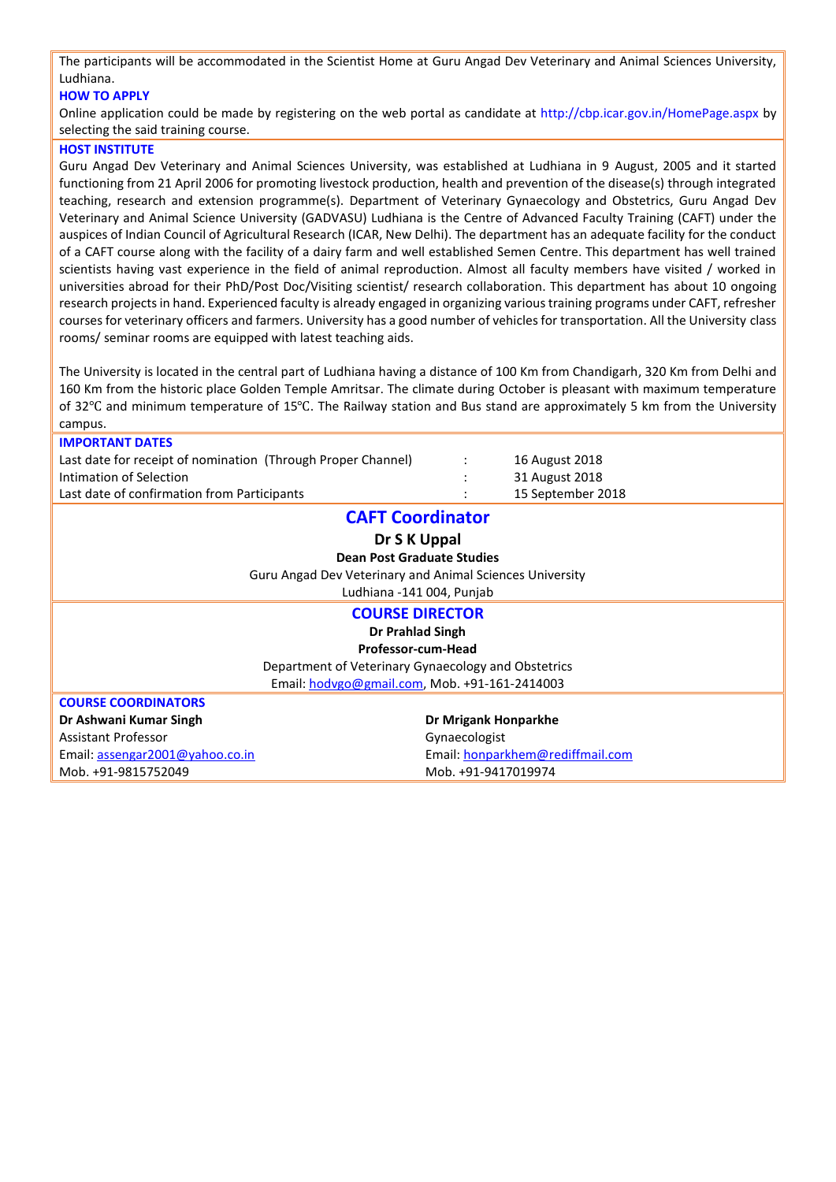The participants will be accommodated in the Scientist Home at Guru Angad Dev Veterinary and Animal Sciences University, Ludhiana.

### HOW TO APPLY

Online application could be made by registering on the web portal as candidate at http://cbp.icar.gov.in/HomePage.aspx by selecting the said training course.

### HOST INSTITUTE

Guru Angad Dev Veterinary and Animal Sciences University, was established at Ludhiana in 9 August, 2005 and it started functioning from 21 April 2006 for promoting livestock production, health and prevention of the disease(s) through integrated teaching, research and extension programme(s). Department of Veterinary Gynaecology and Obstetrics, Guru Angad Dev Veterinary and Animal Science University (GADVASU) Ludhiana is the Centre of Advanced Faculty Training (CAFT) under the auspices of Indian Council of Agricultural Research (ICAR, New Delhi). The department has an adequate facility for the conduct of a CAFT course along with the facility of a dairy farm and well established Semen Centre. This department has well trained scientists having vast experience in the field of animal reproduction. Almost all faculty members have visited / worked in universities abroad for their PhD/Post Doc/Visiting scientist/ research collaboration. This department has about 10 ongoing research projects in hand. Experienced faculty is already engaged in organizing various training programs under CAFT, refresher courses for veterinary officers and farmers. University has a good number of vehicles for transportation. All the University class rooms/ seminar rooms are equipped with latest teaching aids.

The University is located in the central part of Ludhiana having a distance of 100 Km from Chandigarh, 320 Km from Delhi and 160 Km from the historic place Golden Temple Amritsar. The climate during October is pleasant with maximum temperature of 32℃ and minimum temperature of 15℃. The Railway station and Bus stand are approximately 5 km from the University campus.

### IMPORTANT DATES

| | | |
|---|---|---|
| Last date for receipt of nomination (Through Proper Channel) | : | 16 August 2018 |
| Intimation of Selection | : | 31 August 2018 |
| Last date of confirmation from Participants | : | 15 September 2018 |

## CAFT Coordinator

**Dr S K Uppal**

**Dean Post Graduate Studies**

Guru Angad Dev Veterinary and Animal Sciences University

Ludhiana -141 004, Punjab

## COURSE DIRECTOR

**Dr Prahlad Singh**

**Professor-cum-Head**

Department of Veterinary Gynaecology and Obstetrics

Email: hodvgo@gmail.com, Mob. +91-161-2414003

### COURSE COORDINATORS

**Dr Ashwani Kumar Singh**
Assistant Professor
Email: assengar2001@yahoo.co.in
Mob. +91-9815752049

**Dr Mrigank Honparkhe**
Gynaecologist
Email: honparkhem@rediffmail.com
Mob. +91-9417019974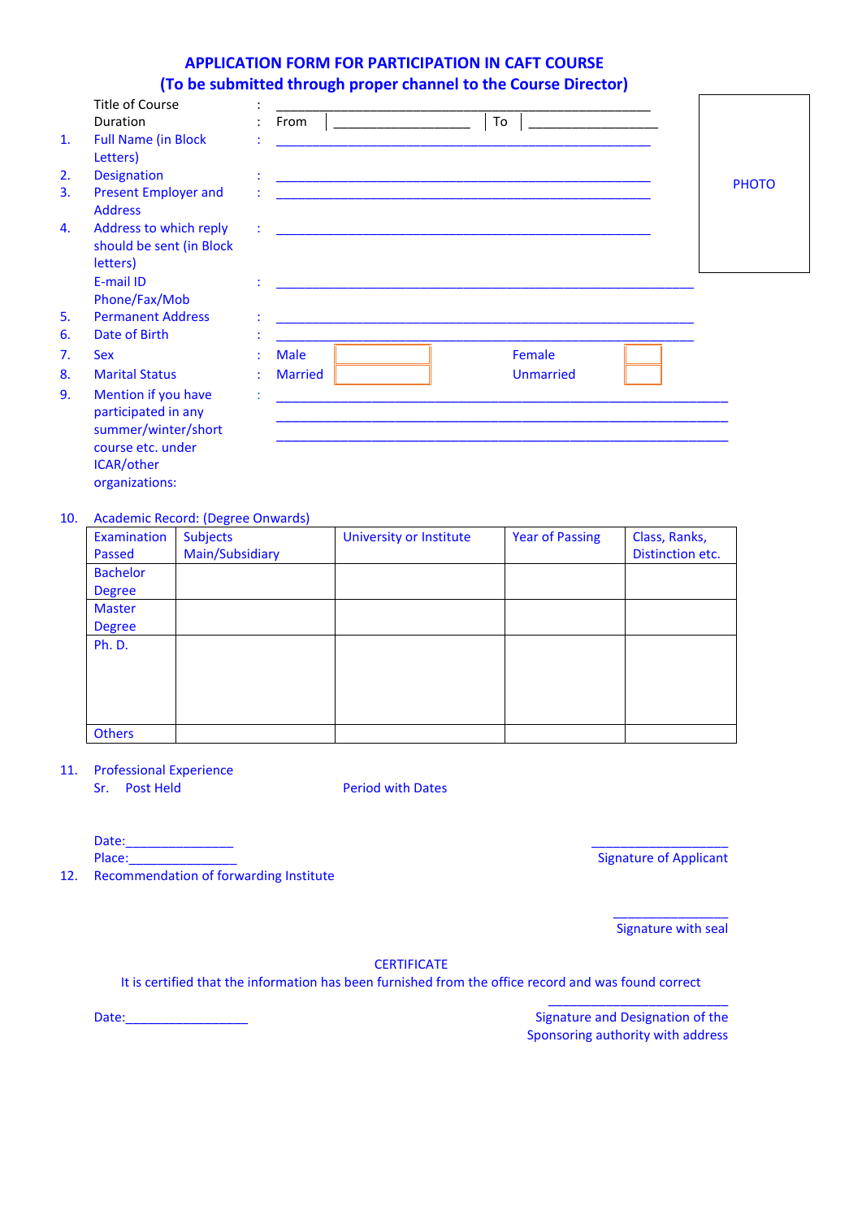## APPLICATION FORM FOR PARTICIPATION IN CAFT COURSE
### (To be submitted through proper channel to the Course Director)

PHOTO

Title of Course : ______________________________________________

Duration : From | ___________________ | To | ___________________

1. Full Name (in Block Letters) : ______________________________________________
2. Designation : ______________________________________________
3. Present Employer and Address : ______________________________________________
4. Address to which reply should be sent (in Block letters) : ______________________________________________

   E-mail ID : ______________________________________________

   Phone/Fax/Mob

5. Permanent Address : ______________________________________________
6. Date of Birth : ______________________________________________
7. Sex : Male [ ] Female [ ]
8. Marital Status : Married [ ] Unmarried [ ]
9. Mention if you have participated in any summer/winter/short course etc. under ICAR/other organizations: : ______________________________________________

   ______________________________________________

   ______________________________________________

10. Academic Record: (Degree Onwards)

| Examination Passed | Subjects Main/Subsidiary | University or Institute | Year of Passing | Class, Ranks, Distinction etc. |
|---|---|---|---|---|
| Bachelor Degree | | | | |
| Master Degree | | | | |
| Ph. D. | | | | |
| Others | | | | |

11. Professional Experience

    Sr. Post Held Period with Dates

Date:_______________

Place:_______________

____________________

Signature of Applicant

12. Recommendation of forwarding Institute

________________

Signature with seal

CERTIFICATE

It is certified that the information has been furnished from the office record and was found correct

Date:_________________

__________________________

Signature and Designation of the Sponsoring authority with address